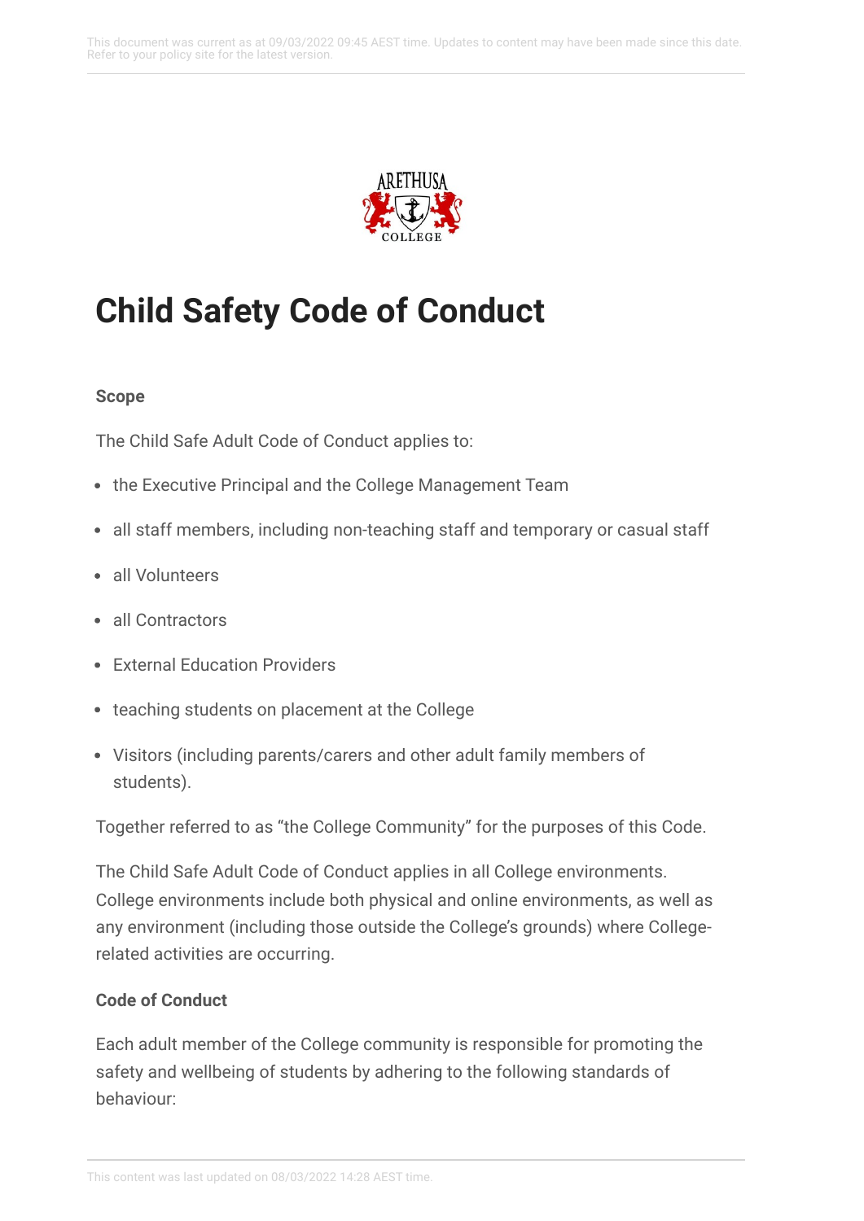# Child Safety Code of Conduct

**Scope**

The Child Safe Adult Code of Conduct applies to:

- the Executive Principal and the College Management Team
- all staff members, including non-teaching staff and temporary or casual staff
- all Volunteers
- all Contractors
- External Education Providers
- teaching students on placement at the College
- Visitors (including parents/carers and other adult family members of students).

Together referred to as "the College Community" for the purposes of this Code.

The Child Safe Adult Code of Conduct applies in all College environments. College environments include both physical and online environments, as well as any environment (including those outside the College's grounds) where College-related activities are occurring.

**Code of Conduct**

Each adult member of the College community is responsible for promoting the safety and wellbeing of students by adhering to the following standards of behaviour: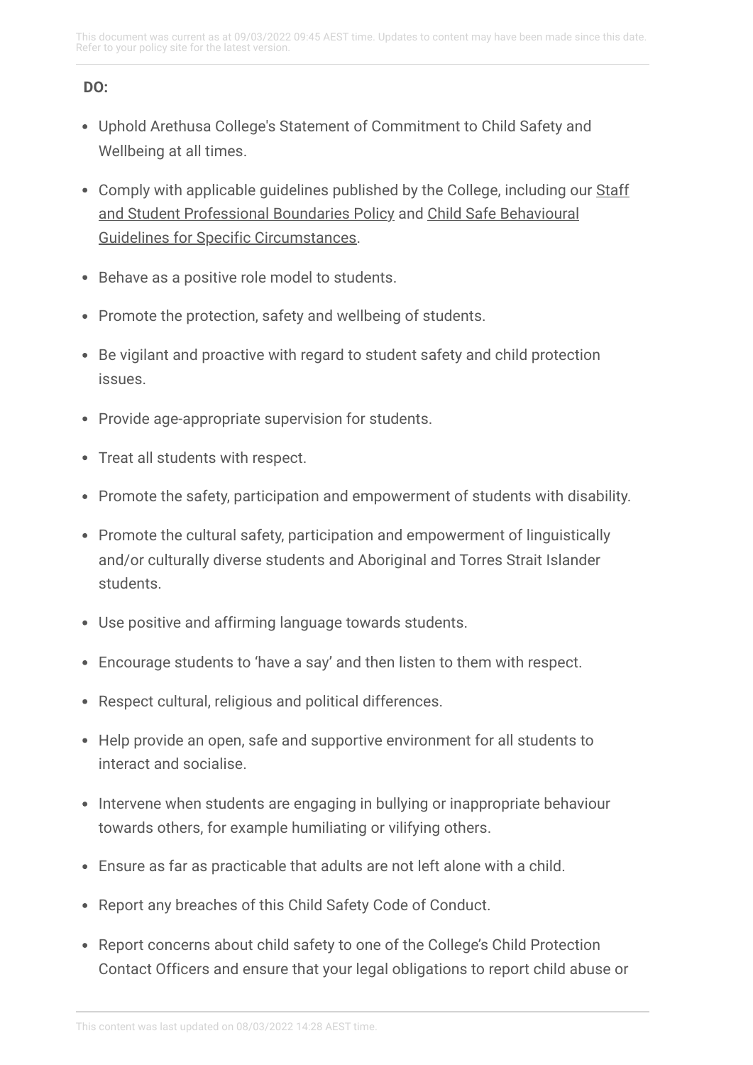**DO:**

- Uphold Arethusa College's Statement of Commitment to Child Safety and Wellbeing at all times.
- Comply with applicable guidelines published by the College, including our Staff and Student Professional Boundaries Policy and Child Safe Behavioural Guidelines for Specific Circumstances.
- Behave as a positive role model to students.
- Promote the protection, safety and wellbeing of students.
- Be vigilant and proactive with regard to student safety and child protection issues.
- Provide age-appropriate supervision for students.
- Treat all students with respect.
- Promote the safety, participation and empowerment of students with disability.
- Promote the cultural safety, participation and empowerment of linguistically and/or culturally diverse students and Aboriginal and Torres Strait Islander students.
- Use positive and affirming language towards students.
- Encourage students to 'have a say' and then listen to them with respect.
- Respect cultural, religious and political differences.
- Help provide an open, safe and supportive environment for all students to interact and socialise.
- Intervene when students are engaging in bullying or inappropriate behaviour towards others, for example humiliating or vilifying others.
- Ensure as far as practicable that adults are not left alone with a child.
- Report any breaches of this Child Safety Code of Conduct.
- Report concerns about child safety to one of the College's Child Protection Contact Officers and ensure that your legal obligations to report child abuse or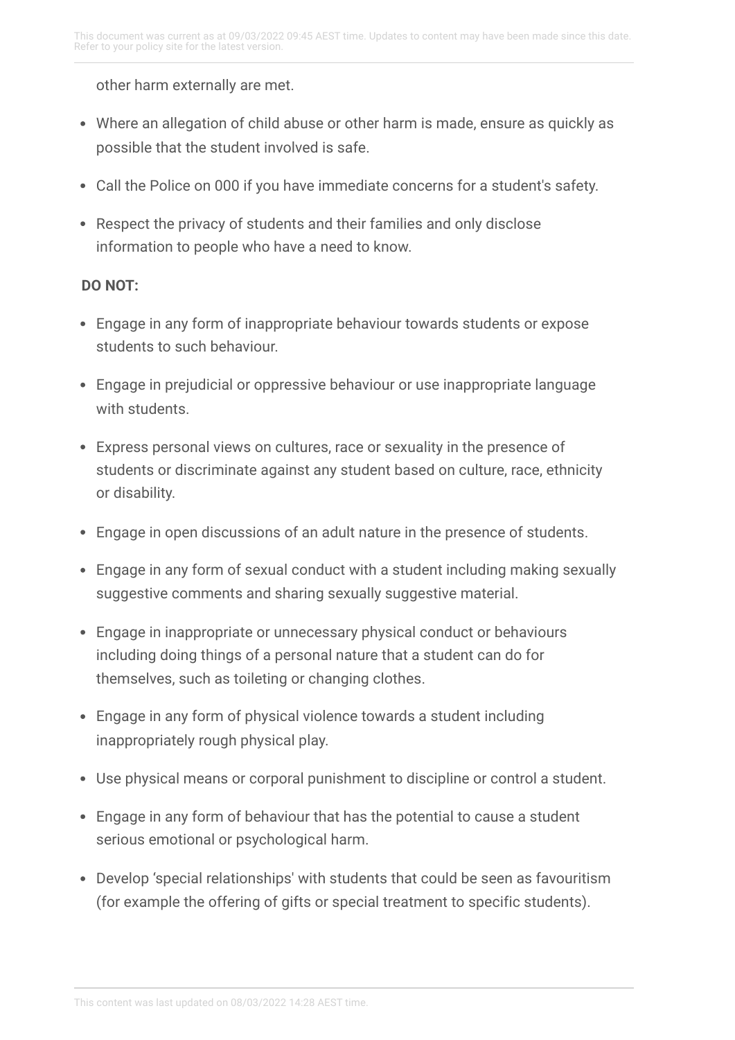other harm externally are met.

- Where an allegation of child abuse or other harm is made, ensure as quickly as possible that the student involved is safe.
- Call the Police on 000 if you have immediate concerns for a student's safety.
- Respect the privacy of students and their families and only disclose information to people who have a need to know.

**DO NOT:**

- Engage in any form of inappropriate behaviour towards students or expose students to such behaviour.
- Engage in prejudicial or oppressive behaviour or use inappropriate language with students.
- Express personal views on cultures, race or sexuality in the presence of students or discriminate against any student based on culture, race, ethnicity or disability.
- Engage in open discussions of an adult nature in the presence of students.
- Engage in any form of sexual conduct with a student including making sexually suggestive comments and sharing sexually suggestive material.
- Engage in inappropriate or unnecessary physical conduct or behaviours including doing things of a personal nature that a student can do for themselves, such as toileting or changing clothes.
- Engage in any form of physical violence towards a student including inappropriately rough physical play.
- Use physical means or corporal punishment to discipline or control a student.
- Engage in any form of behaviour that has the potential to cause a student serious emotional or psychological harm.
- Develop 'special relationships' with students that could be seen as favouritism (for example the offering of gifts or special treatment to specific students).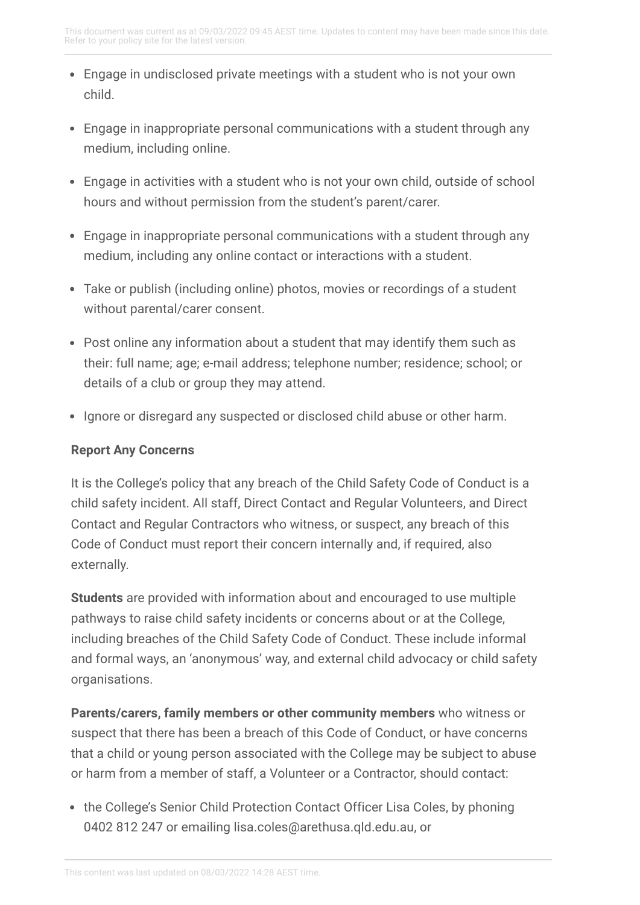- Engage in undisclosed private meetings with a student who is not your own child.
- Engage in inappropriate personal communications with a student through any medium, including online.
- Engage in activities with a student who is not your own child, outside of school hours and without permission from the student's parent/carer.
- Engage in inappropriate personal communications with a student through any medium, including any online contact or interactions with a student.
- Take or publish (including online) photos, movies or recordings of a student without parental/carer consent.
- Post online any information about a student that may identify them such as their: full name; age; e-mail address; telephone number; residence; school; or details of a club or group they may attend.
- Ignore or disregard any suspected or disclosed child abuse or other harm.

**Report Any Concerns**

It is the College's policy that any breach of the Child Safety Code of Conduct is a child safety incident. All staff, Direct Contact and Regular Volunteers, and Direct Contact and Regular Contractors who witness, or suspect, any breach of this Code of Conduct must report their concern internally and, if required, also externally.

**Students** are provided with information about and encouraged to use multiple pathways to raise child safety incidents or concerns about or at the College, including breaches of the Child Safety Code of Conduct. These include informal and formal ways, an 'anonymous' way, and external child advocacy or child safety organisations.

**Parents/carers, family members or other community members** who witness or suspect that there has been a breach of this Code of Conduct, or have concerns that a child or young person associated with the College may be subject to abuse or harm from a member of staff, a Volunteer or a Contractor, should contact:

- the College's Senior Child Protection Contact Officer Lisa Coles, by phoning 0402 812 247 or emailing lisa.coles@arethusa.qld.edu.au, or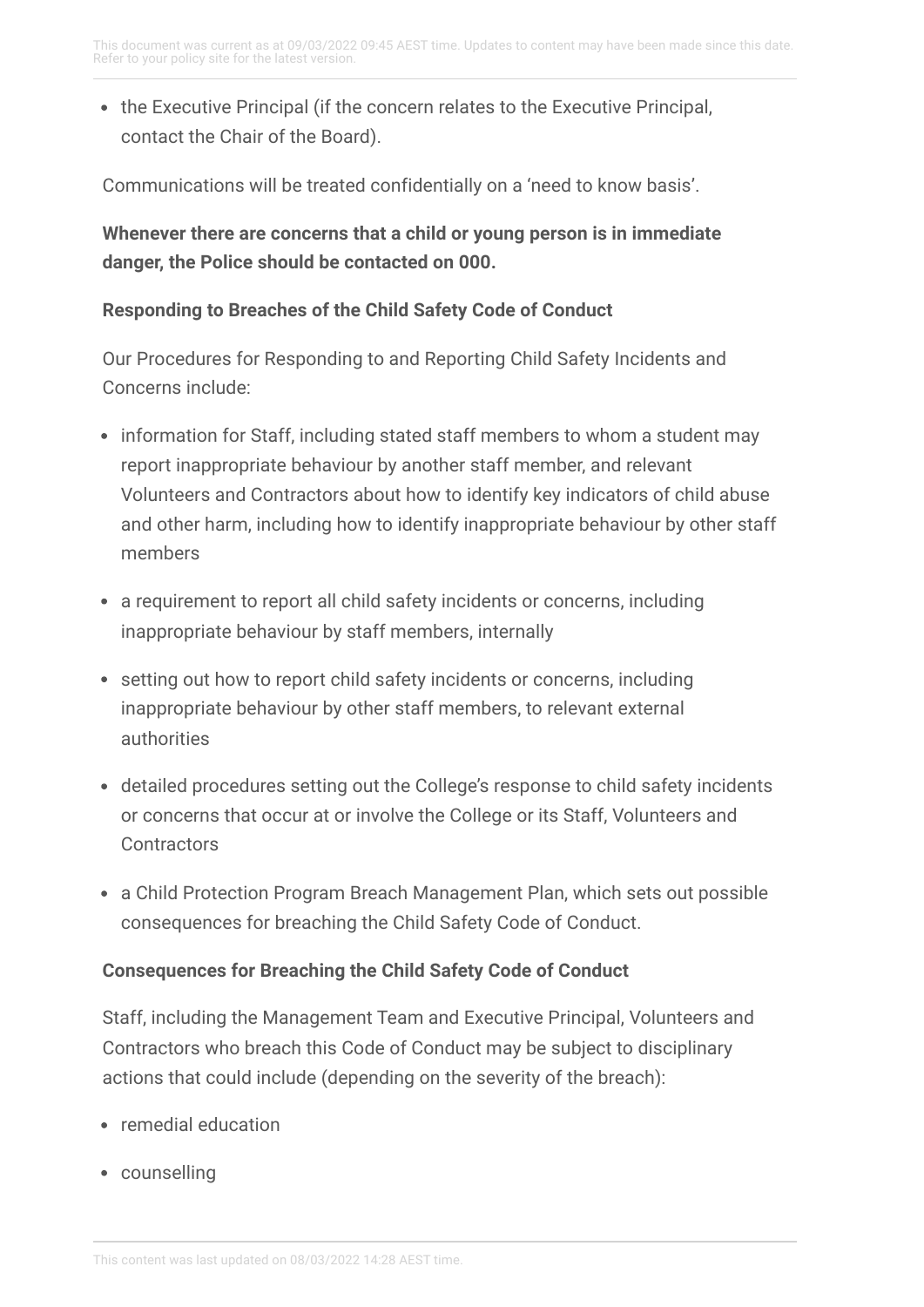- the Executive Principal (if the concern relates to the Executive Principal, contact the Chair of the Board).

Communications will be treated confidentially on a 'need to know basis'.

**Whenever there are concerns that a child or young person is in immediate danger, the Police should be contacted on 000.**

**Responding to Breaches of the Child Safety Code of Conduct**

Our Procedures for Responding to and Reporting Child Safety Incidents and Concerns include:

- information for Staff, including stated staff members to whom a student may report inappropriate behaviour by another staff member, and relevant Volunteers and Contractors about how to identify key indicators of child abuse and other harm, including how to identify inappropriate behaviour by other staff members
- a requirement to report all child safety incidents or concerns, including inappropriate behaviour by staff members, internally
- setting out how to report child safety incidents or concerns, including inappropriate behaviour by other staff members, to relevant external authorities
- detailed procedures setting out the College's response to child safety incidents or concerns that occur at or involve the College or its Staff, Volunteers and Contractors
- a Child Protection Program Breach Management Plan, which sets out possible consequences for breaching the Child Safety Code of Conduct.

**Consequences for Breaching the Child Safety Code of Conduct**

Staff, including the Management Team and Executive Principal, Volunteers and Contractors who breach this Code of Conduct may be subject to disciplinary actions that could include (depending on the severity of the breach):

- remedial education
- counselling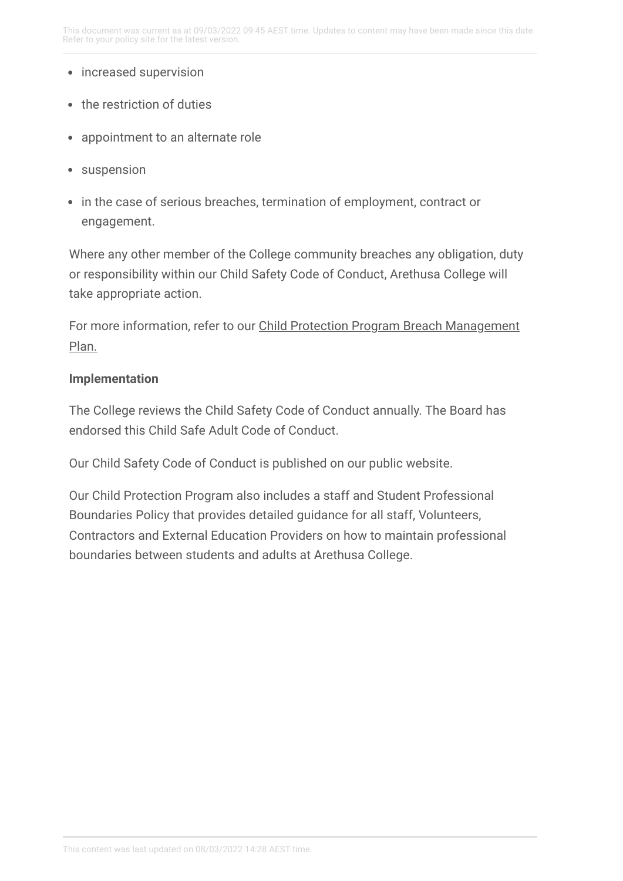- increased supervision
- the restriction of duties
- appointment to an alternate role
- suspension
- in the case of serious breaches, termination of employment, contract or engagement.

Where any other member of the College community breaches any obligation, duty or responsibility within our Child Safety Code of Conduct, Arethusa College will take appropriate action.

For more information, refer to our Child Protection Program Breach Management Plan.

**Implementation**

The College reviews the Child Safety Code of Conduct annually. The Board has endorsed this Child Safe Adult Code of Conduct.

Our Child Safety Code of Conduct is published on our public website.

Our Child Protection Program also includes a staff and Student Professional Boundaries Policy that provides detailed guidance for all staff, Volunteers, Contractors and External Education Providers on how to maintain professional boundaries between students and adults at Arethusa College.